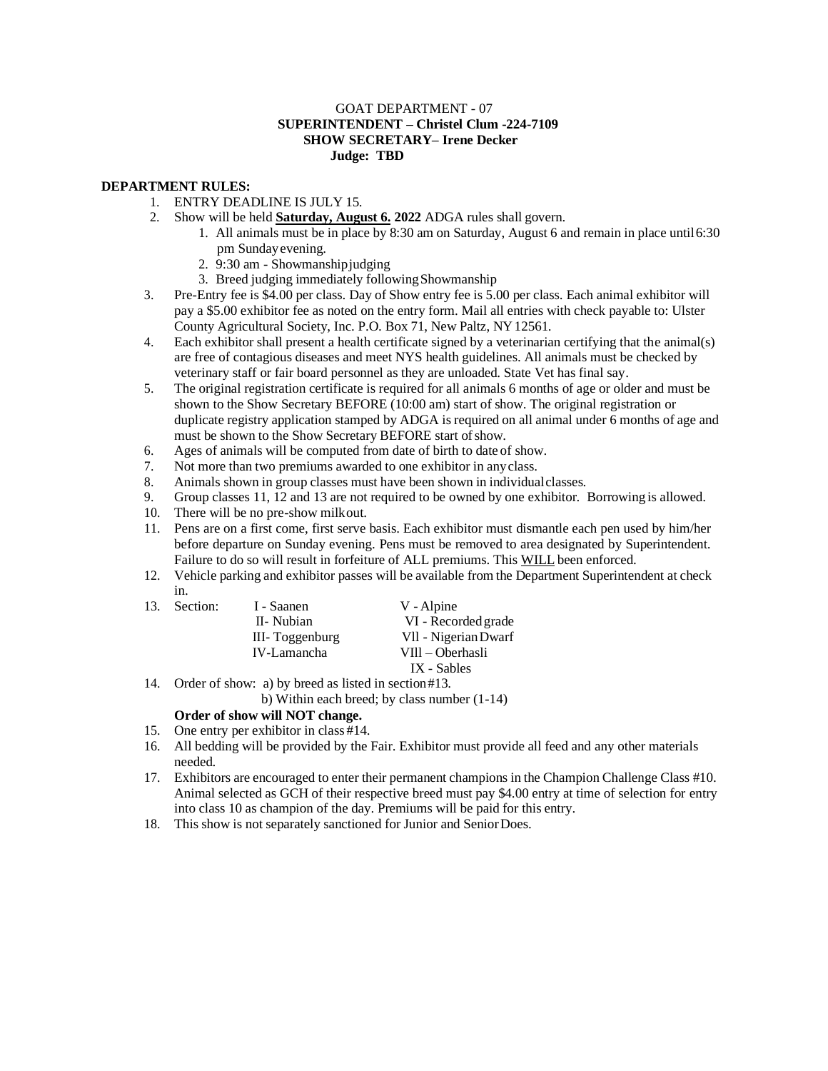GOAT DEPARTMENT - 07

**SUPERINTENDENT – Christel Clum -224-7109**

**SHOW SECRETARY– Irene Decker**

**Judge: TBD**

**DEPARTMENT RULES:**

1. ENTRY DEADLINE IS JULY 15.
2. Show will be held **Saturday, August 6. 2022** ADGA rules shall govern.
   1. All animals must be in place by 8:30 am on Saturday, August 6 and remain in place until 6:30 pm Sunday evening.
   2. 9:30 am - Showmanship judging
   3. Breed judging immediately following Showmanship
3. Pre-Entry fee is $4.00 per class. Day of Show entry fee is 5.00 per class. Each animal exhibitor will pay a $5.00 exhibitor fee as noted on the entry form. Mail all entries with check payable to: Ulster County Agricultural Society, Inc. P.O. Box 71, New Paltz, NY 12561.
4. Each exhibitor shall present a health certificate signed by a veterinarian certifying that the animal(s) are free of contagious diseases and meet NYS health guidelines. All animals must be checked by veterinary staff or fair board personnel as they are unloaded. State Vet has final say.
5. The original registration certificate is required for all animals 6 months of age or older and must be shown to the Show Secretary BEFORE (10:00 am) start of show. The original registration or duplicate registry application stamped by ADGA is required on all animal under 6 months of age and must be shown to the Show Secretary BEFORE start of show.
6. Ages of animals will be computed from date of birth to date of show.
7. Not more than two premiums awarded to one exhibitor in any class.
8. Animals shown in group classes must have been shown in individual classes.
9. Group classes 11, 12 and 13 are not required to be owned by one exhibitor. Borrowing is allowed.
10. There will be no pre-show milkout.
11. Pens are on a first come, first serve basis. Each exhibitor must dismantle each pen used by him/her before departure on Sunday evening. Pens must be removed to area designated by Superintendent. Failure to do so will result in forfeiture of ALL premiums. This WILL been enforced.
12. Vehicle parking and exhibitor passes will be available from the Department Superintendent at check in.
13. Section:
    - I - Saanen
    - II- Nubian
    - III- Toggenburg
    - IV-Lamancha
    - V - Alpine
    - VI - Recorded grade
    - Vll - Nigerian Dwarf
    - VIll – Oberhasli
    - IX - Sables
14. Order of show: a) by breed as listed in section #13.
    b) Within each breed; by class number (1-14)

    **Order of show will NOT change.**
15. One entry per exhibitor in class #14.
16. All bedding will be provided by the Fair. Exhibitor must provide all feed and any other materials needed.
17. Exhibitors are encouraged to enter their permanent champions in the Champion Challenge Class #10. Animal selected as GCH of their respective breed must pay $4.00 entry at time of selection for entry into class 10 as champion of the day. Premiums will be paid for this entry.
18. This show is not separately sanctioned for Junior and Senior Does.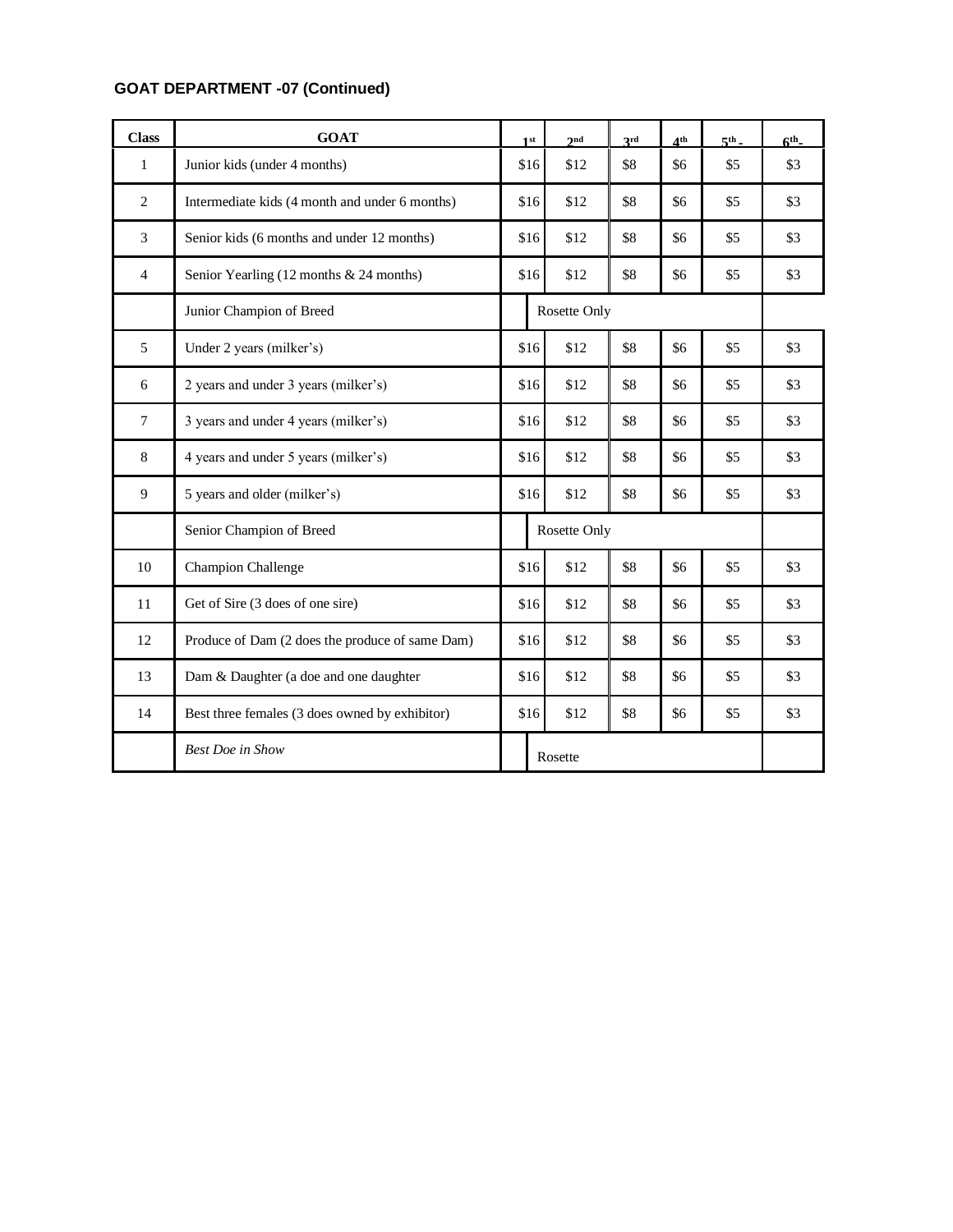**GOAT DEPARTMENT -07 (Continued)**

| Class | GOAT | 1st | 2nd | 3rd | 4th | 5th - | 6th- |
|---|---|---|---|---|---|---|---|
| 1 | Junior kids (under 4 months) | $16 | $12 | $8 | $6 | $5 | $3 |
| 2 | Intermediate kids (4 month and under 6 months) | $16 | $12 | $8 | $6 | $5 | $3 |
| 3 | Senior kids (6 months and under 12 months) | $16 | $12 | $8 | $6 | $5 | $3 |
| 4 | Senior Yearling (12 months & 24 months) | $16 | $12 | $8 | $6 | $5 | $3 |
| | Junior Champion of Breed | | Rosette Only | | | | |
| 5 | Under 2 years (milker's) | $16 | $12 | $8 | $6 | $5 | $3 |
| 6 | 2 years and under 3 years (milker's) | $16 | $12 | $8 | $6 | $5 | $3 |
| 7 | 3 years and under 4 years (milker's) | $16 | $12 | $8 | $6 | $5 | $3 |
| 8 | 4 years and under 5 years (milker's) | $16 | $12 | $8 | $6 | $5 | $3 |
| 9 | 5 years and older (milker's) | $16 | $12 | $8 | $6 | $5 | $3 |
| | Senior Champion of Breed | | Rosette Only | | | | |
| 10 | Champion Challenge | $16 | $12 | $8 | $6 | $5 | $3 |
| 11 | Get of Sire (3 does of one sire) | $16 | $12 | $8 | $6 | $5 | $3 |
| 12 | Produce of Dam (2 does the produce of same Dam) | $16 | $12 | $8 | $6 | $5 | $3 |
| 13 | Dam & Daughter (a doe and one daughter | $16 | $12 | $8 | $6 | $5 | $3 |
| 14 | Best three females (3 does owned by exhibitor) | $16 | $12 | $8 | $6 | $5 | $3 |
| | *Best Doe in Show* | | Rosette | | | | |